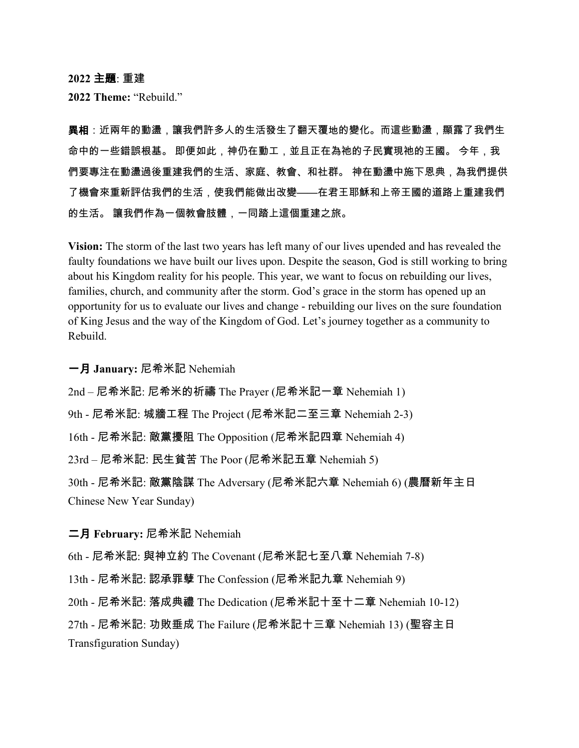**2022 主題**: 重建

**2022 Theme:** "Rebuild."

**異相**：近兩年的動盪，讓我們許多人的生活發生了翻天覆地的變化。而這些動盪，顯露了我們生命中的一些錯誤根基。 即便如此，神仍在動工，並且正在為祂的子民實現祂的王國。 今年，我們要專注在動盪過後重建我們的生活、家庭、教會、和社群。 神在動盪中施下恩典，為我們提供了機會來重新評估我們的生活，使我們能做出改變——在君王耶穌和上帝王國的道路上重建我們的生活。 讓我們作為一個教會肢體，一同踏上這個重建之旅。

**Vision:** The storm of the last two years has left many of our lives upended and has revealed the faulty foundations we have built our lives upon. Despite the season, God is still working to bring about his Kingdom reality for his people. This year, we want to focus on rebuilding our lives, families, church, and community after the storm. God's grace in the storm has opened up an opportunity for us to evaluate our lives and change - rebuilding our lives on the sure foundation of King Jesus and the way of the Kingdom of God. Let's journey together as a community to Rebuild.

**一月 January:** 尼希米記 Nehemiah

2nd – 尼希米記: 尼希米的祈禱 The Prayer (尼希米記一章 Nehemiah 1)

9th - 尼希米記: 城牆工程 The Project (尼希米記二至三章 Nehemiah 2-3)

16th - 尼希米記: 敵黨擾阻 The Opposition (尼希米記四章 Nehemiah 4)

23rd – 尼希米記: 民生貧苦 The Poor (尼希米記五章 Nehemiah 5)

30th - 尼希米記: 敵黨陰謀 The Adversary (尼希米記六章 Nehemiah 6) (農曆新年主日 Chinese New Year Sunday)

**二月 February:** 尼希米記 Nehemiah

6th - 尼希米記: 與神立約 The Covenant (尼希米記七至八章 Nehemiah 7-8)

13th - 尼希米記: 認承罪孽 The Confession (尼希米記九章 Nehemiah 9)

20th - 尼希米記: 落成典禮 The Dedication (尼希米記十至十二章 Nehemiah 10-12)

27th - 尼希米記: 功敗垂成 The Failure (尼希米記十三章 Nehemiah 13) (聖容主日 Transfiguration Sunday)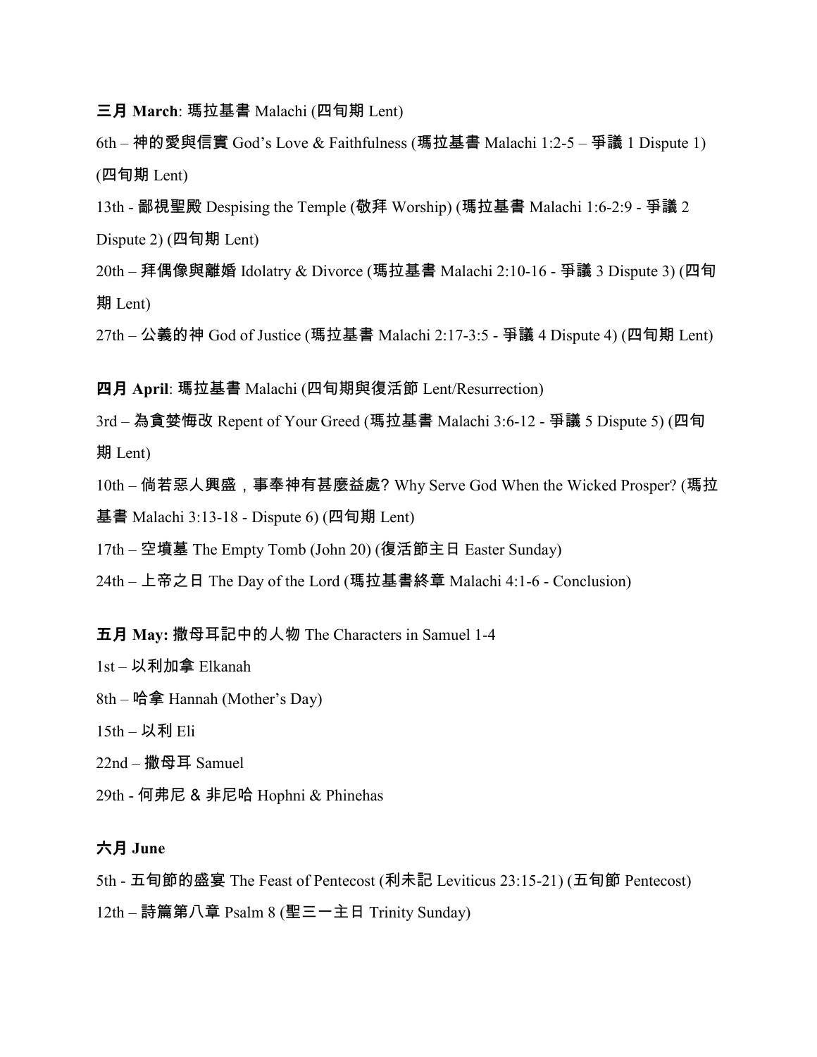**三月 March**: 瑪拉基書 Malachi (四旬期 Lent)

6th – 神的愛與信實 God's Love & Faithfulness (瑪拉基書 Malachi 1:2-5 – 爭議 1 Dispute 1) (四旬期 Lent)

13th - 鄙視聖殿 Despising the Temple (敬拜 Worship) (瑪拉基書 Malachi 1:6-2:9 - 爭議 2 Dispute 2) (四旬期 Lent)

20th – 拜偶像與離婚 Idolatry & Divorce (瑪拉基書 Malachi 2:10-16 - 爭議 3 Dispute 3) (四旬期 Lent)

27th – 公義的神 God of Justice (瑪拉基書 Malachi 2:17-3:5 - 爭議 4 Dispute 4) (四旬期 Lent)

**四月 April**: 瑪拉基書 Malachi (四旬期與復活節 Lent/Resurrection)

3rd – 為貪婪悔改 Repent of Your Greed (瑪拉基書 Malachi 3:6-12 - 爭議 5 Dispute 5) (四旬期 Lent)

10th – 倘若惡人興盛，事奉神有甚麼益處? Why Serve God When the Wicked Prosper? (瑪拉基書 Malachi 3:13-18 - Dispute 6) (四旬期 Lent)

17th – 空墳墓 The Empty Tomb (John 20) (復活節主日 Easter Sunday)

24th – 上帝之日 The Day of the Lord (瑪拉基書終章 Malachi 4:1-6 - Conclusion)

**五月 May:** 撒母耳記中的人物 The Characters in Samuel 1-4

1st – 以利加拿 Elkanah

8th – 哈拿 Hannah (Mother's Day)

15th – 以利 Eli

22nd – 撒母耳 Samuel

29th - 何弗尼 & 非尼哈 Hophni & Phinehas

**六月 June**

5th - 五旬節的盛宴 The Feast of Pentecost (利未記 Leviticus 23:15-21) (五旬節 Pentecost)

12th – 詩篇第八章 Psalm 8 (聖三一主日 Trinity Sunday)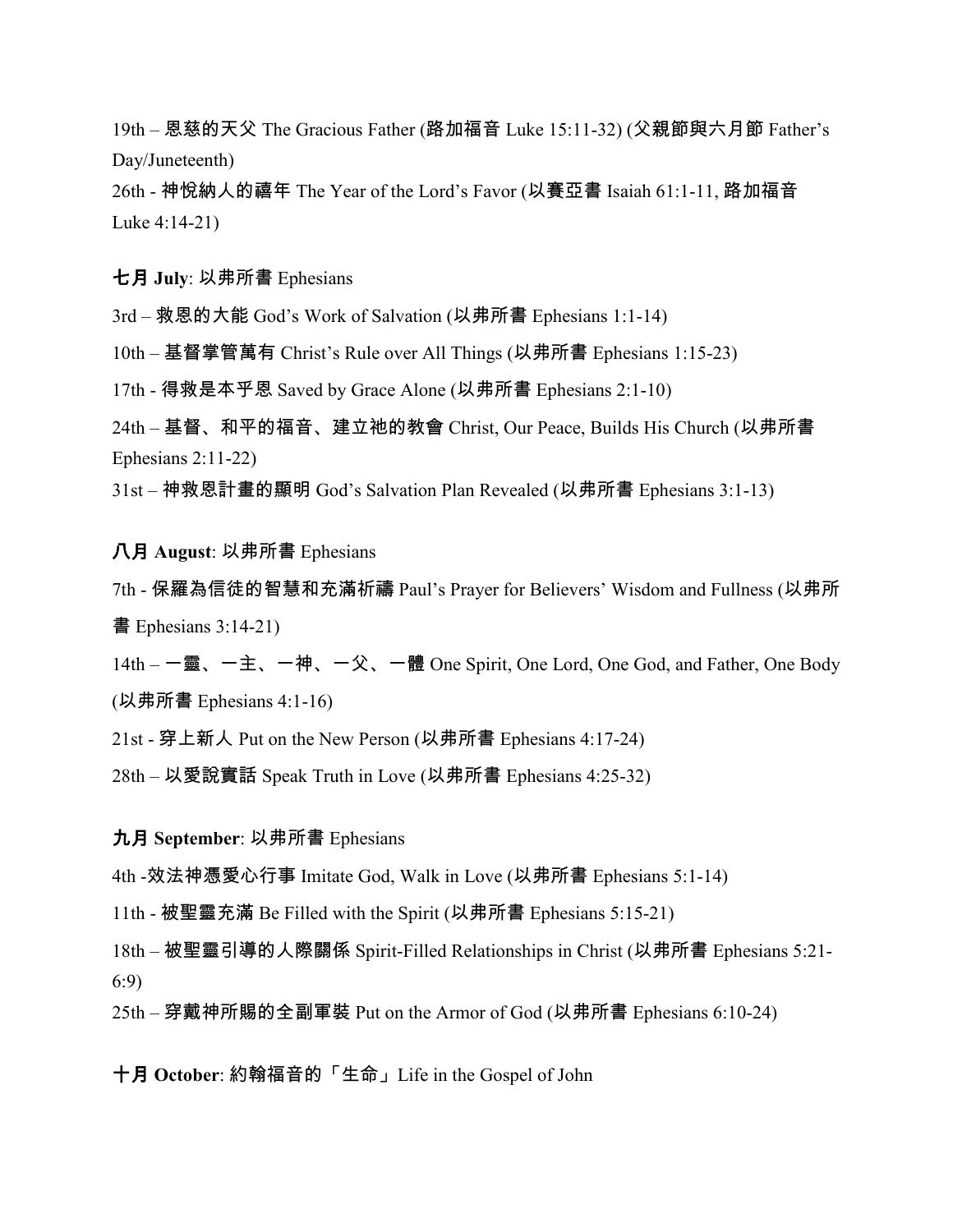19th – 恩慈的天父 The Gracious Father (路加福音 Luke 15:11-32) (父親節與六月節 Father's Day/Juneteenth)

26th - 神悅納人的禧年 The Year of the Lord's Favor (以賽亞書 Isaiah 61:1-11, 路加福音 Luke 4:14-21)

**七月 July**: 以弗所書 Ephesians

3rd – 救恩的大能 God's Work of Salvation (以弗所書 Ephesians 1:1-14)

10th – 基督掌管萬有 Christ's Rule over All Things (以弗所書 Ephesians 1:15-23)

17th - 得救是本乎恩 Saved by Grace Alone (以弗所書 Ephesians 2:1-10)

24th – 基督、和平的福音、建立祂的教會 Christ, Our Peace, Builds His Church (以弗所書 Ephesians 2:11-22)

31st – 神救恩計畫的顯明 God's Salvation Plan Revealed (以弗所書 Ephesians 3:1-13)

**八月 August**: 以弗所書 Ephesians

7th - 保羅為信徒的智慧和充滿祈禱 Paul's Prayer for Believers' Wisdom and Fullness (以弗所書 Ephesians 3:14-21)

14th – 一靈、一主、一神、一父、一體 One Spirit, One Lord, One God, and Father, One Body (以弗所書 Ephesians 4:1-16)

21st - 穿上新人 Put on the New Person (以弗所書 Ephesians 4:17-24)

28th – 以愛說實話 Speak Truth in Love (以弗所書 Ephesians 4:25-32)

**九月 September**: 以弗所書 Ephesians

4th -效法神憑愛心行事 Imitate God, Walk in Love (以弗所書 Ephesians 5:1-14)

11th - 被聖靈充滿 Be Filled with the Spirit (以弗所書 Ephesians 5:15-21)

18th – 被聖靈引導的人際關係 Spirit-Filled Relationships in Christ (以弗所書 Ephesians 5:21-6:9)

25th – 穿戴神所賜的全副軍裝 Put on the Armor of God (以弗所書 Ephesians 6:10-24)

**十月 October**: 約翰福音的「生命」Life in the Gospel of John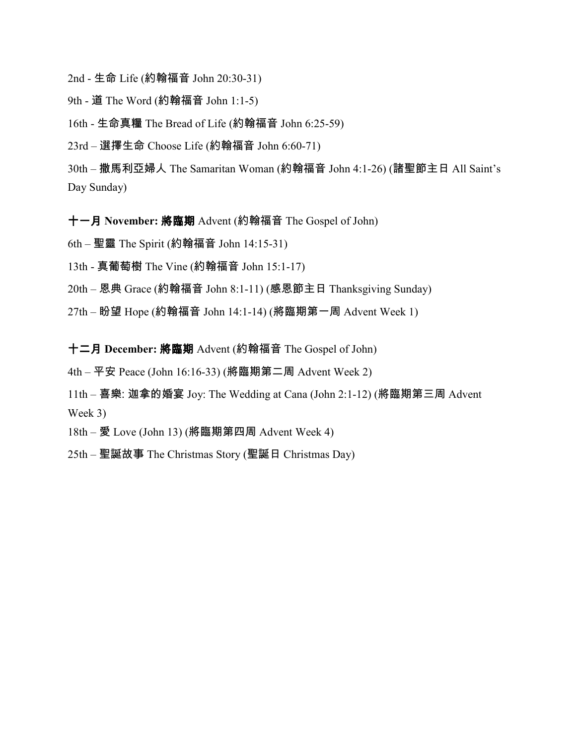2nd - 生命 Life (約翰福音 John 20:30-31)

9th - 道 The Word (約翰福音 John 1:1-5)

16th - 生命真糧 The Bread of Life (約翰福音 John 6:25-59)

23rd – 選擇生命 Choose Life (約翰福音 John 6:60-71)

30th – 撒馬利亞婦人 The Samaritan Woman (約翰福音 John 4:1-26) (諸聖節主日 All Saint's Day Sunday)

**十一月 November: 將臨期** Advent (約翰福音 The Gospel of John)

6th – 聖靈 The Spirit (約翰福音 John 14:15-31)

13th - 真葡萄樹 The Vine (約翰福音 John 15:1-17)

20th – 恩典 Grace (約翰福音 John 8:1-11) (感恩節主日 Thanksgiving Sunday)

27th – 盼望 Hope (約翰福音 John 14:1-14) (將臨期第一周 Advent Week 1)

**十二月 December: 將臨期** Advent (約翰福音 The Gospel of John)

4th – 平安 Peace (John 16:16-33) (將臨期第二周 Advent Week 2)

11th – 喜樂: 迦拿的婚宴 Joy: The Wedding at Cana (John 2:1-12) (將臨期第三周 Advent Week 3)

18th – 愛 Love (John 13) (將臨期第四周 Advent Week 4)

25th – 聖誕故事 The Christmas Story (聖誕日 Christmas Day)